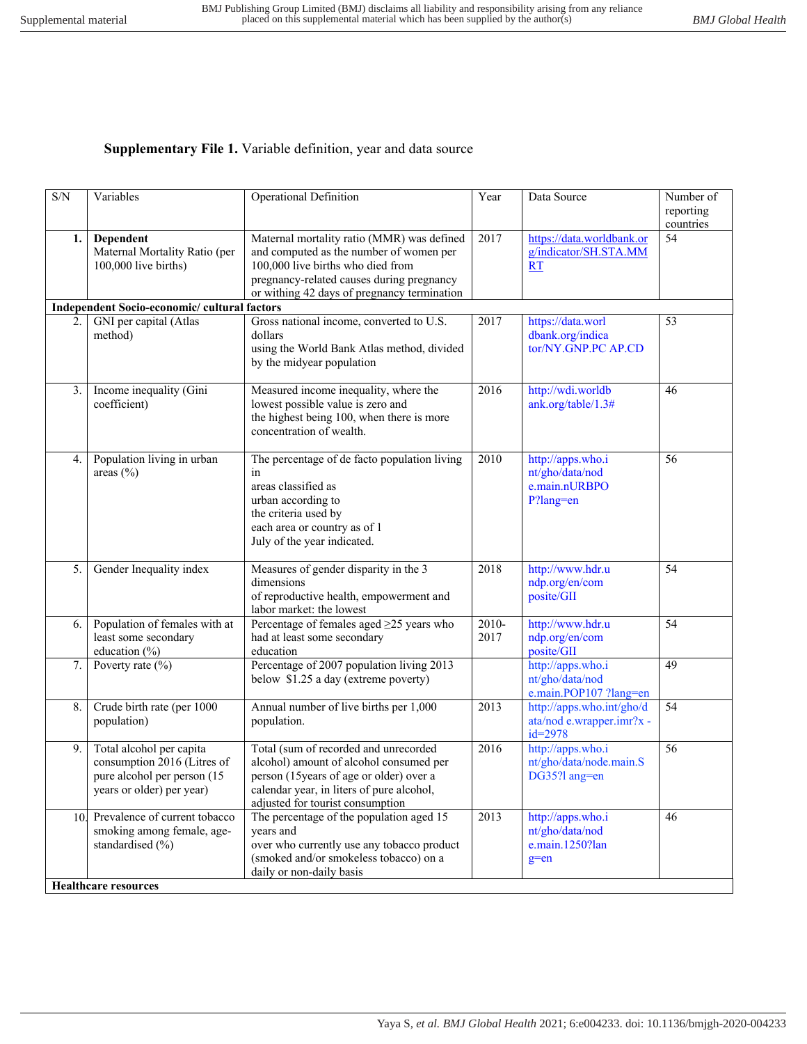**Supplementary File 1.** Variable definition, year and data source

| S/N | Variables | Operational Definition | Year | Data Source | Number of reporting countries |
|---|---|---|---|---|---|
| **1.** | **Dependent** Maternal Mortality Ratio (per 100,000 live births) | Maternal mortality ratio (MMR) was defined and computed as the number of women per 100,000 live births who died from pregnancy-related causes during pregnancy or withing 42 days of pregnancy termination | 2017 | https://data.worldbank.org/indicator/SH.STA.MMRT | 54 |
| **Independent Socio-economic/ cultural factors** | | | | | |
| 2. | GNI per capital (Atlas method) | Gross national income, converted to U.S. dollars using the World Bank Atlas method, divided by the midyear population | 2017 | https://data.worldbank.org/indicator/NY.GNP.PC AP.CD | 53 |
| 3. | Income inequality (Gini coefficient) | Measured income inequality, where the lowest possible value is zero and the highest being 100, when there is more concentration of wealth. | 2016 | http://wdi.worldbank.org/table/1.3# | 46 |
| 4. | Population living in urban areas (%) | The percentage of de facto population living in areas classified as urban according to the criteria used by each area or country as of 1 July of the year indicated. | 2010 | http://apps.who.int/gho/data/node.main.nURBPOP?lang=en | 56 |
| 5. | Gender Inequality index | Measures of gender disparity in the 3 dimensions of reproductive health, empowerment and labor market: the lowest | 2018 | http://www.hdr.undp.org/en/composite/GII | 54 |
| 6. | Population of females with at least some secondary education (%) | Percentage of females aged ≥25 years who had at least some secondary education | 2010-2017 | http://www.hdr.undp.org/en/composite/GII | 54 |
| 7. | Poverty rate (%) | Percentage of 2007 population living 2013 below $1.25 a day (extreme poverty) | | http://apps.who.int/gho/data/node.main.POP107 ?lang=en | 49 |
| 8. | Crude birth rate (per 1000 population) | Annual number of live births per 1,000 population. | 2013 | http://apps.who.int/gho/data/nod e.wrapper.imr?x -id=2978 | 54 |
| 9. | Total alcohol per capita consumption 2016 (Litres of pure alcohol per person (15 years or older) per year) | Total (sum of recorded and unrecorded alcohol) amount of alcohol consumed per person (15years of age or older) over a calendar year, in liters of pure alcohol, adjusted for tourist consumption | 2016 | http://apps.who.int/gho/data/node.main.SDG35?l ang=en | 56 |
| 10. | Prevalence of current tobacco smoking among female, age-standardised (%) | The percentage of the population aged 15 years and over who currently use any tobacco product (smoked and/or smokeless tobacco) on a daily or non-daily basis | 2013 | http://apps.who.int/gho/data/node.main.1250?lang=en | 46 |
| **Healthcare resources** | | | | | |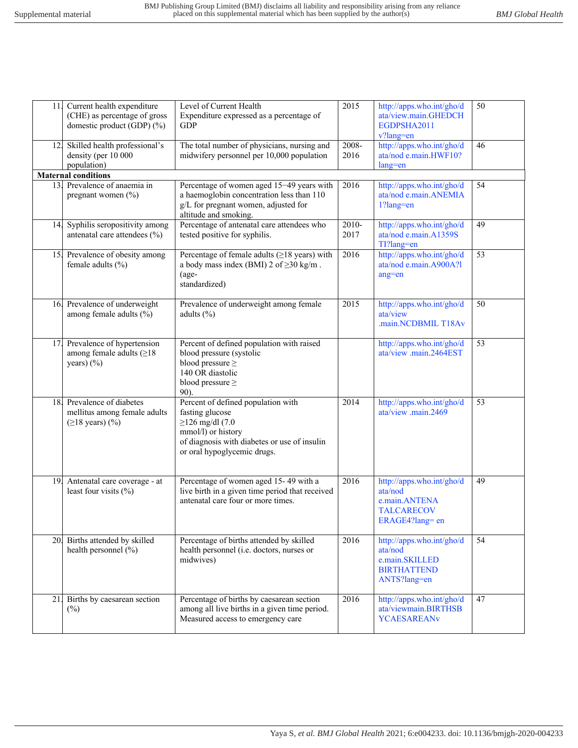| | | | | | |
|---|---|---|---|---|---|
| 11. | Current health expenditure (CHE) as percentage of gross domestic product (GDP) (%) | Level of Current Health Expenditure expressed as a percentage of GDP | 2015 | http://apps.who.int/gho/data/view.main.GHEDCHEGDPSHA2011v?lang=en | 50 |
| 12. | Skilled health professional's density (per 10 000 population) | The total number of physicians, nursing and midwifery personnel per 10,000 population | 2008-2016 | http://apps.who.int/gho/data/nod e.main.HWF10?lang=en | 46 |
| **Maternal conditions** | | | | | |
| 13. | Prevalence of anaemia in pregnant women (%) | Percentage of women aged 15−49 years with a haemoglobin concentration less than 110 g/L for pregnant women, adjusted for altitude and smoking. | 2016 | http://apps.who.int/gho/data/nod e.main.ANEMIA1?lang=en | 54 |
| 14. | Syphilis seropositivity among antenatal care attendees (%) | Percentage of antenatal care attendees who tested positive for syphilis. | 2010-2017 | http://apps.who.int/gho/data/nod e.main.A1359STI?lang=en | 49 |
| 15. | Prevalence of obesity among female adults (%) | Percentage of female adults (≥18 years) with a body mass index (BMI) 2 of ≥30 kg/m . (age-standardized) | 2016 | http://apps.who.int/gho/data/nod e.main.A900A?lang=en | 53 |
| 16. | Prevalence of underweight among female adults (%) | Prevalence of underweight among female adults (%) | 2015 | http://apps.who.int/gho/data/view .main.NCDBMIL T18Av | 50 |
| 17. | Prevalence of hypertension among female adults (≥18 years) (%) | Percent of defined population with raised blood pressure (systolic blood pressure ≥ 140 OR diastolic blood pressure ≥ 90). | | http://apps.who.int/gho/data/view .main.2464EST | 53 |
| 18. | Prevalence of diabetes mellitus among female adults (≥18 years) (%) | Percent of defined population with fasting glucose ≥126 mg/dl (7.0 mmol/l) or history of diagnosis with diabetes or use of insulin or oral hypoglycemic drugs. | 2014 | http://apps.who.int/gho/data/view .main.2469 | 53 |
| 19. | Antenatal care coverage - at least four visits (%) | Percentage of women aged 15- 49 with a live birth in a given time period that received antenatal care four or more times. | 2016 | http://apps.who.int/gho/data/nod e.main.ANTENATALCARECOVERAGE4?lang= en | 49 |
| 20. | Births attended by skilled health personnel (%) | Percentage of births attended by skilled health personnel (i.e. doctors, nurses or midwives) | 2016 | http://apps.who.int/gho/data/nod e.main.SKILLEDBIRTHATTENDANTS?lang=en | 54 |
| 21. | Births by caesarean section (%) | Percentage of births by caesarean section among all live births in a given time period. Measured access to emergency care | 2016 | http://apps.who.int/gho/data/viewmain.BIRTHSBYCAESAREANv | 47 |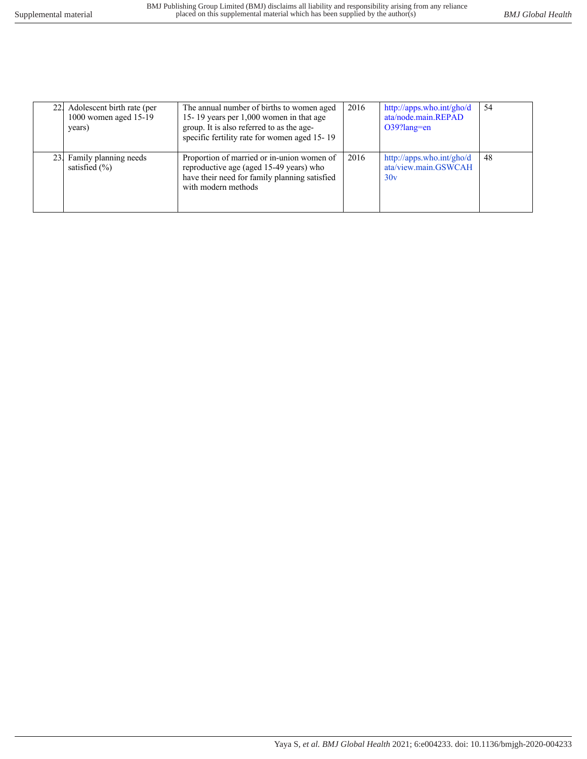| | | | | | |
|---|---|---|---|---|---|
| 22. | Adolescent birth rate (per 1000 women aged 15-19 years) | The annual number of births to women aged 15- 19 years per 1,000 women in that age group. It is also referred to as the age-specific fertility rate for women aged 15- 19 | 2016 | http://apps.who.int/gho/data/node.main.REPADO39?lang=en | 54 |
| 23. | Family planning needs satisfied (%) | Proportion of married or in-union women of reproductive age (aged 15-49 years) who have their need for family planning satisfied with modern methods | 2016 | http://apps.who.int/gho/data/view.main.GSWCAH30v | 48 |